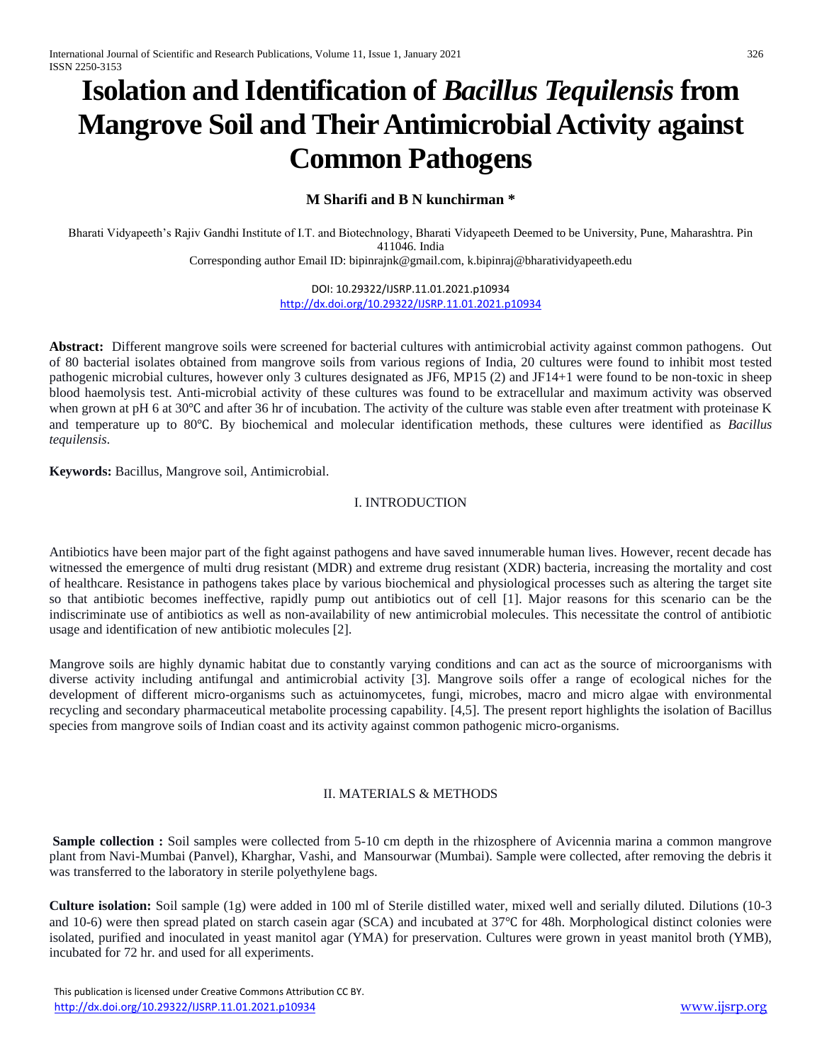# Isolation and Identification of *Bacillus Tequilensis* from Mangrove Soil and Their Antimicrobial Activity against Common Pathogens

**M Sharifi and B N kunchirman \***

Bharati Vidyapeeth's Rajiv Gandhi Institute of I.T. and Biotechnology, Bharati Vidyapeeth Deemed to be University, Pune, Maharashtra. Pin 411046. India

Corresponding author Email ID: bipinrajnk@gmail.com, k.bipinraj@bharatividyapeeth.edu

DOI: 10.29322/IJSRP.11.01.2021.p10934
http://dx.doi.org/10.29322/IJSRP.11.01.2021.p10934

**Abstract:** Different mangrove soils were screened for bacterial cultures with antimicrobial activity against common pathogens. Out of 80 bacterial isolates obtained from mangrove soils from various regions of India, 20 cultures were found to inhibit most tested pathogenic microbial cultures, however only 3 cultures designated as JF6, MP15 (2) and JF14+1 were found to be non-toxic in sheep blood haemolysis test. Anti-microbial activity of these cultures was found to be extracellular and maximum activity was observed when grown at pH 6 at 30℃ and after 36 hr of incubation. The activity of the culture was stable even after treatment with proteinase K and temperature up to 80℃. By biochemical and molecular identification methods, these cultures were identified as *Bacillus tequilensis*.

**Keywords:** Bacillus, Mangrove soil, Antimicrobial.

## I. INTRODUCTION

Antibiotics have been major part of the fight against pathogens and have saved innumerable human lives. However, recent decade has witnessed the emergence of multi drug resistant (MDR) and extreme drug resistant (XDR) bacteria, increasing the mortality and cost of healthcare. Resistance in pathogens takes place by various biochemical and physiological processes such as altering the target site so that antibiotic becomes ineffective, rapidly pump out antibiotics out of cell [1]. Major reasons for this scenario can be the indiscriminate use of antibiotics as well as non-availability of new antimicrobial molecules. This necessitate the control of antibiotic usage and identification of new antibiotic molecules [2].

Mangrove soils are highly dynamic habitat due to constantly varying conditions and can act as the source of microorganisms with diverse activity including antifungal and antimicrobial activity [3]. Mangrove soils offer a range of ecological niches for the development of different micro-organisms such as actuinomycetes, fungi, microbes, macro and micro algae with environmental recycling and secondary pharmaceutical metabolite processing capability. [4,5]. The present report highlights the isolation of Bacillus species from mangrove soils of Indian coast and its activity against common pathogenic micro-organisms.

## II. MATERIALS & METHODS

**Sample collection :** Soil samples were collected from 5-10 cm depth in the rhizosphere of Avicennia marina a common mangrove plant from Navi-Mumbai (Panvel), Kharghar, Vashi, and Mansourwar (Mumbai). Sample were collected, after removing the debris it was transferred to the laboratory in sterile polyethylene bags.

**Culture isolation:** Soil sample (1g) were added in 100 ml of Sterile distilled water, mixed well and serially diluted. Dilutions (10-3 and 10-6) were then spread plated on starch casein agar (SCA) and incubated at 37℃ for 48h. Morphological distinct colonies were isolated, purified and inoculated in yeast manitol agar (YMA) for preservation. Cultures were grown in yeast manitol broth (YMB), incubated for 72 hr. and used for all experiments.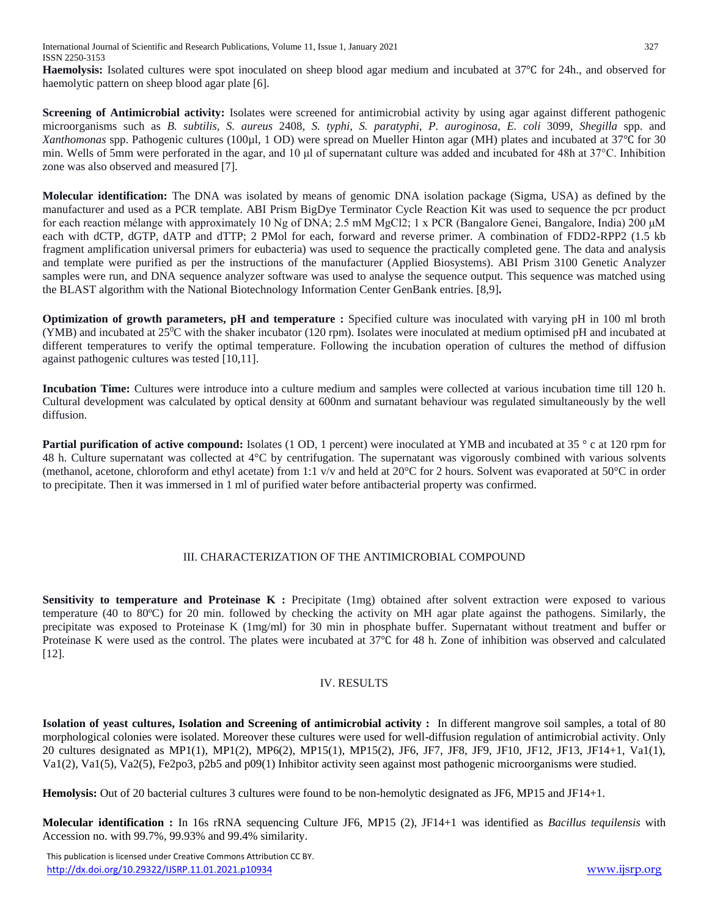**Haemolysis:** Isolated cultures were spot inoculated on sheep blood agar medium and incubated at 37℃ for 24h., and observed for haemolytic pattern on sheep blood agar plate [6].

**Screening of Antimicrobial activity:** Isolates were screened for antimicrobial activity by using agar against different pathogenic microorganisms such as *B. subtilis*, *S. aureus* 2408, *S. typhi*, *S. paratyphi*, *P. auroginosa*, *E. coli* 3099, *Shegilla* spp. and *Xanthomonas* spp. Pathogenic cultures (100µl, 1 OD) were spread on Mueller Hinton agar (MH) plates and incubated at 37℃ for 30 min. Wells of 5mm were perforated in the agar, and 10 µl of supernatant culture was added and incubated for 48h at 37°C. Inhibition zone was also observed and measured [7].

**Molecular identification:** The DNA was isolated by means of genomic DNA isolation package (Sigma, USA) as defined by the manufacturer and used as a PCR template. ABI Prism BigDye Terminator Cycle Reaction Kit was used to sequence the pcr product for each reaction mélange with approximately 10 Ng of DNA; 2.5 mM $MgCl_2$; 1 x PCR (Bangalore Genei, Bangalore, India) 200 µM each with dCTP, dGTP, dATP and dTTP; 2 PMol for each, forward and reverse primer. A combination of FDD2-RPP2 (1.5 kb fragment amplification universal primers for eubacteria) was used to sequence the practically completed gene. The data and analysis and template were purified as per the instructions of the manufacturer (Applied Biosystems). ABI Prism 3100 Genetic Analyzer samples were run, and DNA sequence analyzer software was used to analyse the sequence output. This sequence was matched using the BLAST algorithm with the National Biotechnology Information Center GenBank entries. [8,9]**.**

**Optimization of growth parameters, pH and temperature :** Specified culture was inoculated with varying pH in 100 ml broth (YMB) and incubated at $25^0$C with the shaker incubator (120 rpm). Isolates were inoculated at medium optimised pH and incubated at different temperatures to verify the optimal temperature. Following the incubation operation of cultures the method of diffusion against pathogenic cultures was tested [10,11].

**Incubation Time:** Cultures were introduce into a culture medium and samples were collected at various incubation time till 120 h. Cultural development was calculated by optical density at 600nm and surnatant behaviour was regulated simultaneously by the well diffusion.

**Partial purification of active compound:** Isolates (1 OD, 1 percent) were inoculated at YMB and incubated at 35 ° c at 120 rpm for 48 h. Culture supernatant was collected at 4°C by centrifugation. The supernatant was vigorously combined with various solvents (methanol, acetone, chloroform and ethyl acetate) from 1:1 v/v and held at 20°C for 2 hours. Solvent was evaporated at 50°C in order to precipitate. Then it was immersed in 1 ml of purified water before antibacterial property was confirmed.

## III. CHARACTERIZATION OF THE ANTIMICROBIAL COMPOUND

**Sensitivity to temperature and Proteinase K :** Precipitate (1mg) obtained after solvent extraction were exposed to various temperature (40 to 80ºC) for 20 min. followed by checking the activity on MH agar plate against the pathogens. Similarly, the precipitate was exposed to Proteinase K (1mg/ml) for 30 min in phosphate buffer. Supernatant without treatment and buffer or Proteinase K were used as the control. The plates were incubated at 37℃ for 48 h. Zone of inhibition was observed and calculated [12].

## IV. RESULTS

**Isolation of yeast cultures, Isolation and Screening of antimicrobial activity :** In different mangrove soil samples, a total of 80 morphological colonies were isolated. Moreover these cultures were used for well-diffusion regulation of antimicrobial activity. Only 20 cultures designated as MP1(1), MP1(2), MP6(2), MP15(1), MP15(2), JF6, JF7, JF8, JF9, JF10, JF12, JF13, JF14+1, Va1(1), Va1(2), Va1(5), Va2(5), Fe2po3, p2b5 and p09(1) Inhibitor activity seen against most pathogenic microorganisms were studied.

**Hemolysis:** Out of 20 bacterial cultures 3 cultures were found to be non-hemolytic designated as JF6, MP15 and JF14+1.

**Molecular identification :** In 16s rRNA sequencing Culture JF6, MP15 (2), JF14+1 was identified as *Bacillus tequilensis* with Accession no. with 99.7%, 99.93% and 99.4% similarity.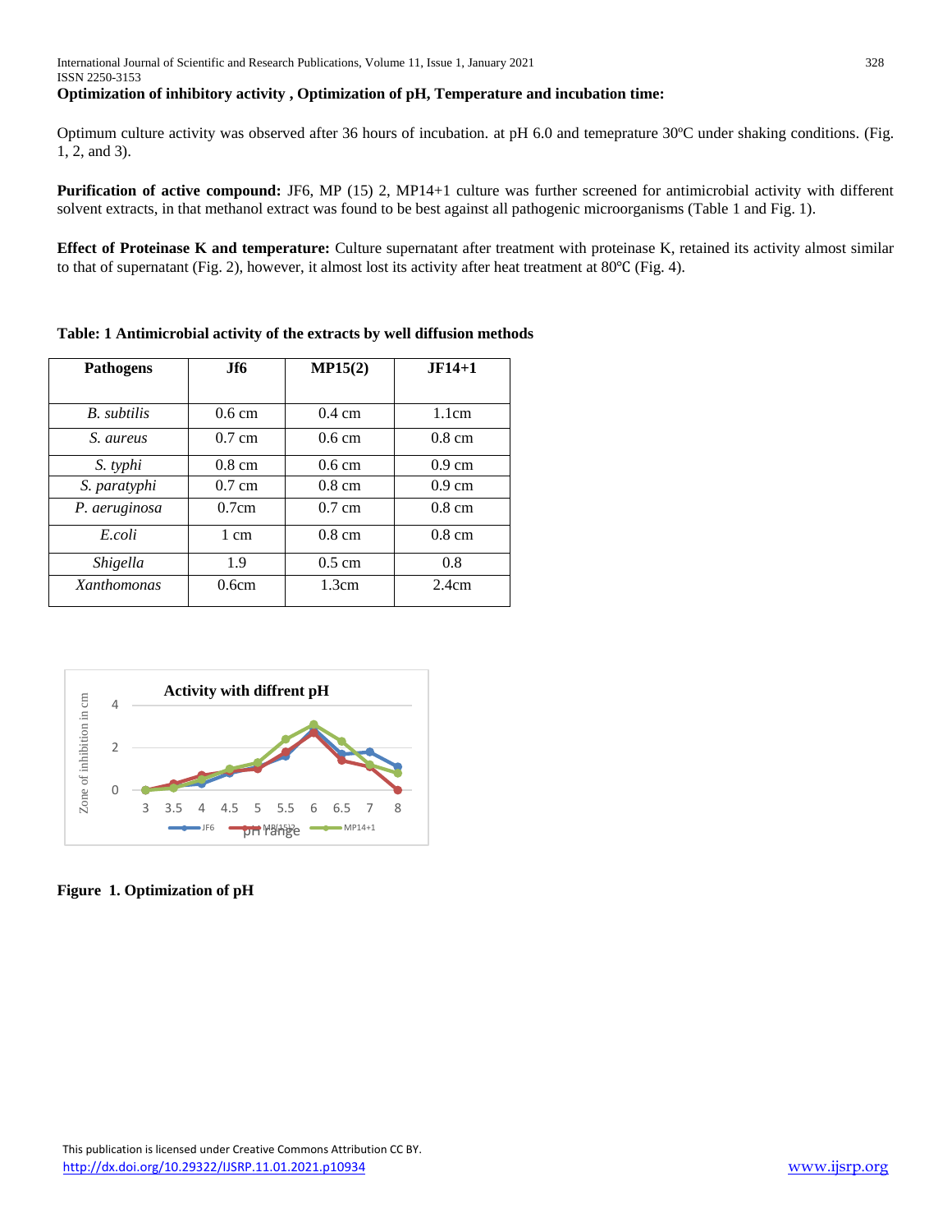**Optimization of inhibitory activity , Optimization of pH, Temperature and incubation time:**

Optimum culture activity was observed after 36 hours of incubation. at pH 6.0 and temeprature 30ºC under shaking conditions. (Fig. 1, 2, and 3).

**Purification of active compound:** JF6, MP (15) 2, MP14+1 culture was further screened for antimicrobial activity with different solvent extracts, in that methanol extract was found to be best against all pathogenic microorganisms (Table 1 and Fig. 1).

**Effect of Proteinase K and temperature:** Culture supernatant after treatment with proteinase K, retained its activity almost similar to that of supernatant (Fig. 2), however, it almost lost its activity after heat treatment at 80℃ (Fig. 4).

**Table: 1 Antimicrobial activity of the extracts by well diffusion methods**

| Pathogens | Jf6 | MP15(2) | JF14+1 |
|---|---|---|---|
| *B. subtilis* | 0.6 cm | 0.4 cm | 1.1cm |
| *S. aureus* | 0.7 cm | 0.6 cm | 0.8 cm |
| *S. typhi* | 0.8 cm | 0.6 cm | 0.9 cm |
| *S. paratyphi* | 0.7 cm | 0.8 cm | 0.9 cm |
| *P. aeruginosa* | 0.7cm | 0.7 cm | 0.8 cm |
| *E.coli* | 1 cm | 0.8 cm | 0.8 cm |
| *Shigella* | 1.9 | 0.5 cm | 0.8 |
| *Xanthomonas* | 0.6cm | 1.3cm | 2.4cm |

**Figure 1. Optimization of pH**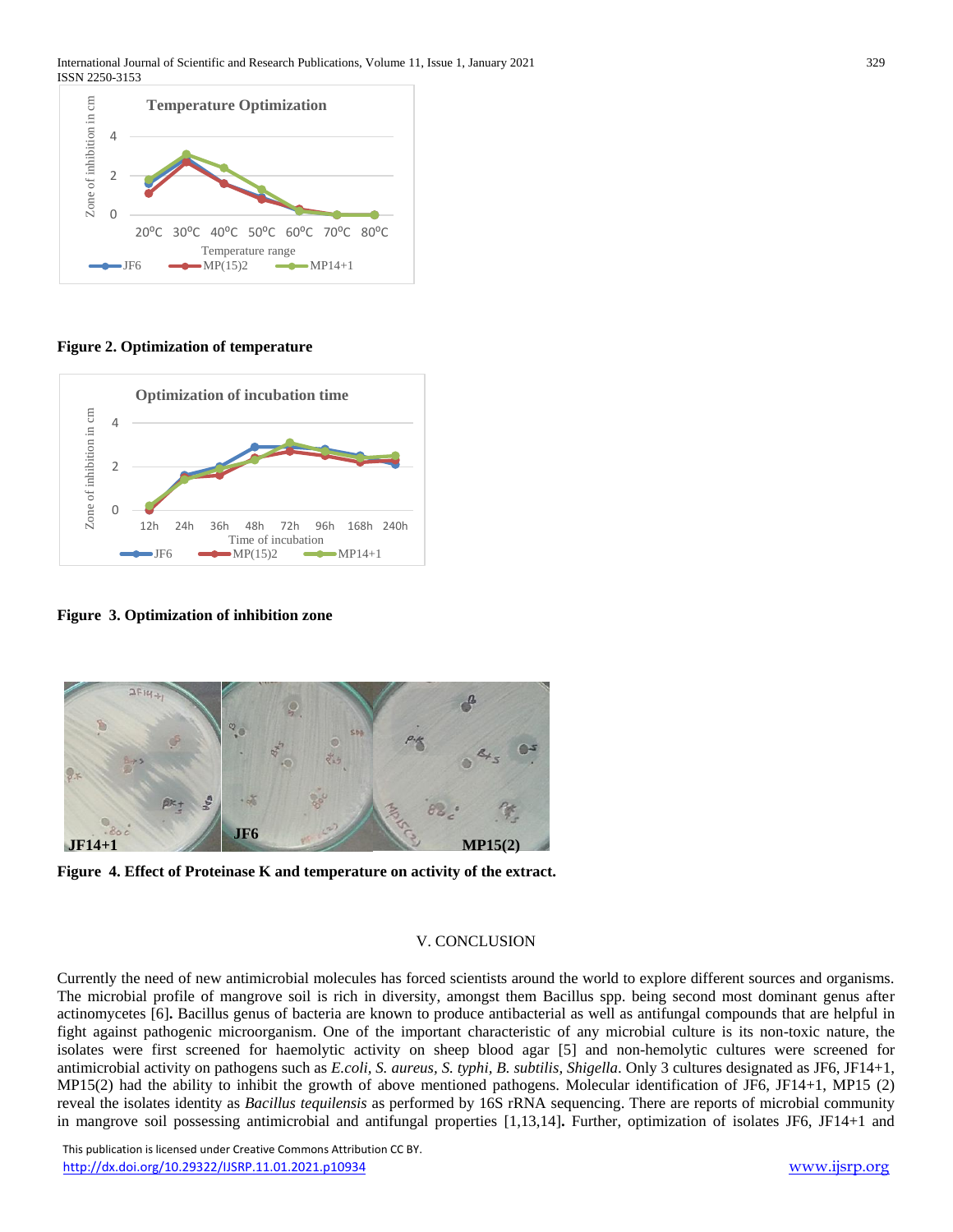**Figure 2. Optimization of temperature**

**Figure 3. Optimization of inhibition zone**

**Figure 4. Effect of Proteinase K and temperature on activity of the extract.**

## V. CONCLUSION

Currently the need of new antimicrobial molecules has forced scientists around the world to explore different sources and organisms. The microbial profile of mangrove soil is rich in diversity, amongst them Bacillus spp. being second most dominant genus after actinomycetes [6]. Bacillus genus of bacteria are known to produce antibacterial as well as antifungal compounds that are helpful in fight against pathogenic microorganism. One of the important characteristic of any microbial culture is its non-toxic nature, the isolates were first screened for haemolytic activity on sheep blood agar [5] and non-hemolytic cultures were screened for antimicrobial activity on pathogens such as *E.coli*, *S. aureus*, *S. typhi*, *B. subtilis*, *Shigella*. Only 3 cultures designated as JF6, JF14+1, MP15(2) had the ability to inhibit the growth of above mentioned pathogens. Molecular identification of JF6, JF14+1, MP15 (2) reveal the isolates identity as *Bacillus tequilensis* as performed by 16S rRNA sequencing. There are reports of microbial community in mangrove soil possessing antimicrobial and antifungal properties [1,13,14]. Further, optimization of isolates JF6, JF14+1 and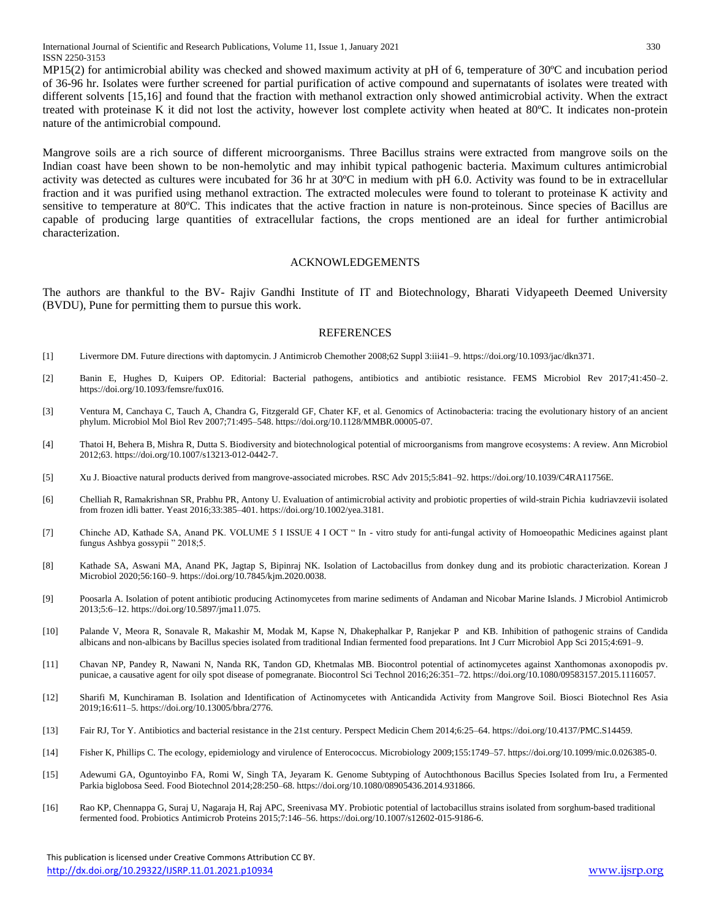MP15(2) for antimicrobial ability was checked and showed maximum activity at pH of 6, temperature of 30ºC and incubation period of 36-96 hr. Isolates were further screened for partial purification of active compound and supernatants of isolates were treated with different solvents [15,16] and found that the fraction with methanol extraction only showed antimicrobial activity. When the extract treated with proteinase K it did not lost the activity, however lost complete activity when heated at 80ºC. It indicates non-protein nature of the antimicrobial compound.

Mangrove soils are a rich source of different microorganisms. Three Bacillus strains were extracted from mangrove soils on the Indian coast have been shown to be non-hemolytic and may inhibit typical pathogenic bacteria. Maximum cultures antimicrobial activity was detected as cultures were incubated for 36 hr at 30ºC in medium with pH 6.0. Activity was found to be in extracellular fraction and it was purified using methanol extraction. The extracted molecules were found to tolerant to proteinase K activity and sensitive to temperature at 80ºC. This indicates that the active fraction in nature is non-proteinous. Since species of Bacillus are capable of producing large quantities of extracellular factions, the crops mentioned are an ideal for further antimicrobial characterization.

## ACKNOWLEDGEMENTS

The authors are thankful to the BV- Rajiv Gandhi Institute of IT and Biotechnology, Bharati Vidyapeeth Deemed University (BVDU), Pune for permitting them to pursue this work.

## REFERENCES

[1] Livermore DM. Future directions with daptomycin. J Antimicrob Chemother 2008;62 Suppl 3:iii41–9. https://doi.org/10.1093/jac/dkn371.

[2] Banin E, Hughes D, Kuipers OP. Editorial: Bacterial pathogens, antibiotics and antibiotic resistance. FEMS Microbiol Rev 2017;41:450–2. https://doi.org/10.1093/femsre/fux016.

[3] Ventura M, Canchaya C, Tauch A, Chandra G, Fitzgerald GF, Chater KF, et al. Genomics of Actinobacteria: tracing the evolutionary history of an ancient phylum. Microbiol Mol Biol Rev 2007;71:495–548. https://doi.org/10.1128/MMBR.00005-07.

[4] Thatoi H, Behera B, Mishra R, Dutta S. Biodiversity and biotechnological potential of microorganisms from mangrove ecosystems: A review. Ann Microbiol 2012;63. https://doi.org/10.1007/s13213-012-0442-7.

[5] Xu J. Bioactive natural products derived from mangrove-associated microbes. RSC Adv 2015;5:841–92. https://doi.org/10.1039/C4RA11756E.

[6] Chelliah R, Ramakrishnan SR, Prabhu PR, Antony U. Evaluation of antimicrobial activity and probiotic properties of wild-strain Pichia kudriavzevii isolated from frozen idli batter. Yeast 2016;33:385–401. https://doi.org/10.1002/yea.3181.

[7] Chinche AD, Kathade SA, Anand PK. VOLUME 5 I ISSUE 4 I OCT " In - vitro study for anti-fungal activity of Homoeopathic Medicines against plant fungus Ashbya gossypii " 2018;5.

[8] Kathade SA, Aswani MA, Anand PK, Jagtap S, Bipinraj NK. Isolation of Lactobacillus from donkey dung and its probiotic characterization. Korean J Microbiol 2020;56:160–9. https://doi.org/10.7845/kjm.2020.0038.

[9] Poosarla A. Isolation of potent antibiotic producing Actinomycetes from marine sediments of Andaman and Nicobar Marine Islands. J Microbiol Antimicrob 2013;5:6–12. https://doi.org/10.5897/jma11.075.

[10] Palande V, Meora R, Sonavale R, Makashir M, Modak M, Kapse N, Dhakephalkar P, Ranjekar P and KB. Inhibition of pathogenic strains of Candida albicans and non-albicans by Bacillus species isolated from traditional Indian fermented food preparations. Int J Curr Microbiol App Sci 2015;4:691–9.

[11] Chavan NP, Pandey R, Nawani N, Nanda RK, Tandon GD, Khetmalas MB. Biocontrol potential of actinomycetes against Xanthomonas axonopodis pv. punicae, a causative agent for oily spot disease of pomegranate. Biocontrol Sci Technol 2016;26:351–72. https://doi.org/10.1080/09583157.2015.1116057.

[12] Sharifi M, Kunchiraman B. Isolation and Identification of Actinomycetes with Anticandida Activity from Mangrove Soil. Biosci Biotechnol Res Asia 2019;16:611–5. https://doi.org/10.13005/bbra/2776.

[13] Fair RJ, Tor Y. Antibiotics and bacterial resistance in the 21st century. Perspect Medicin Chem 2014;6:25–64. https://doi.org/10.4137/PMC.S14459.

[14] Fisher K, Phillips C. The ecology, epidemiology and virulence of Enterococcus. Microbiology 2009;155:1749–57. https://doi.org/10.1099/mic.0.026385-0.

[15] Adewumi GA, Oguntoyinbo FA, Romi W, Singh TA, Jeyaram K. Genome Subtyping of Autochthonous Bacillus Species Isolated from Iru, a Fermented Parkia biglobosa Seed. Food Biotechnol 2014;28:250–68. https://doi.org/10.1080/08905436.2014.931866.

[16] Rao KP, Chennappa G, Suraj U, Nagaraja H, Raj APC, Sreenivasa MY. Probiotic potential of lactobacillus strains isolated from sorghum-based traditional fermented food. Probiotics Antimicrob Proteins 2015;7:146–56. https://doi.org/10.1007/s12602-015-9186-6.